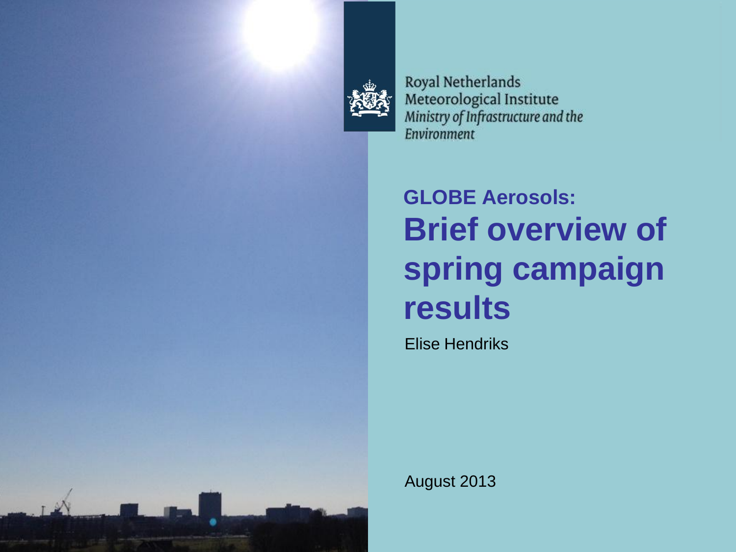Royal Netherlands
Meteorological Institute
*Ministry of Infrastructure and the Environment*

## GLOBE Aerosols:

# Brief overview of spring campaign results

Elise Hendriks

August 2013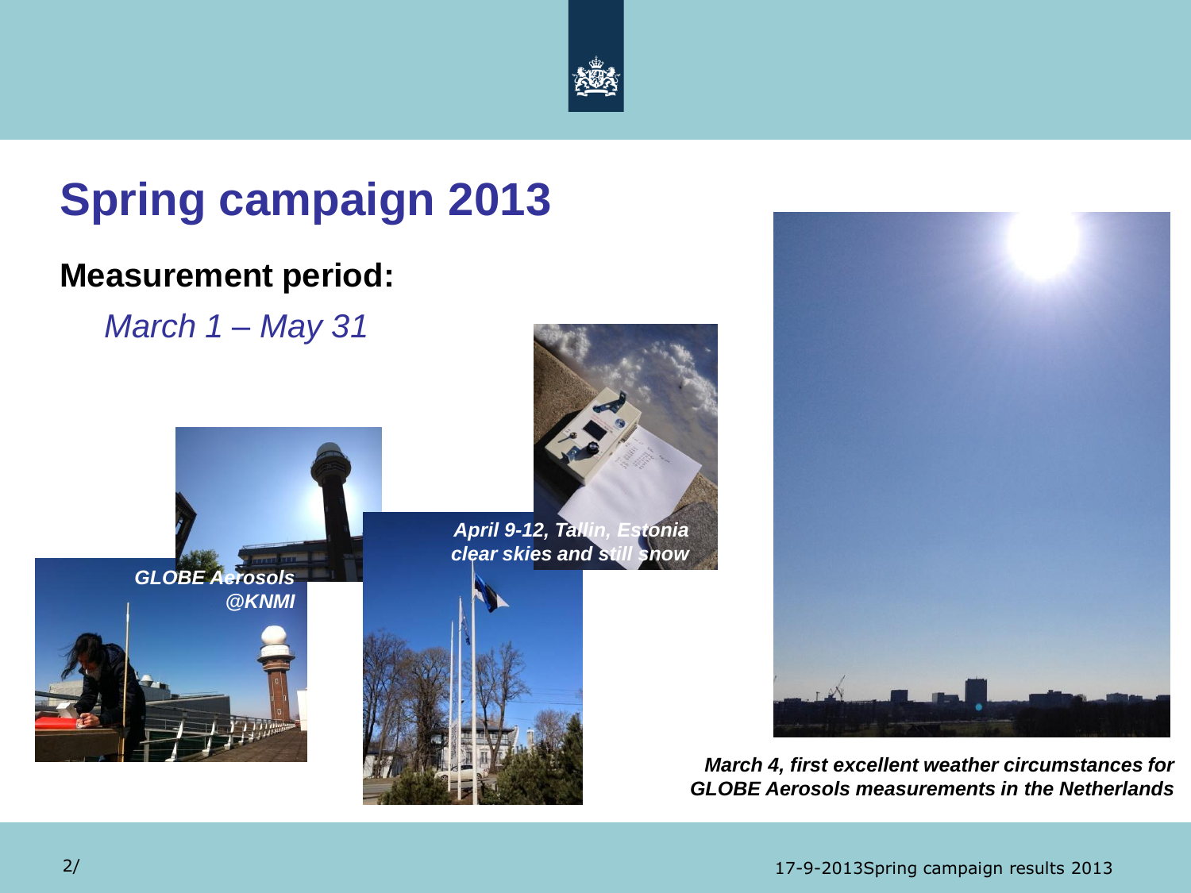# Spring campaign 2013

**Measurement period:**

*March 1 – May 31*

***GLOBE Aerosols @KNMI***

***April 9-12, Tallin, Estonia clear skies and still snow***

***March 4, first excellent weather circumstances for GLOBE Aerosols measurements in the Netherlands***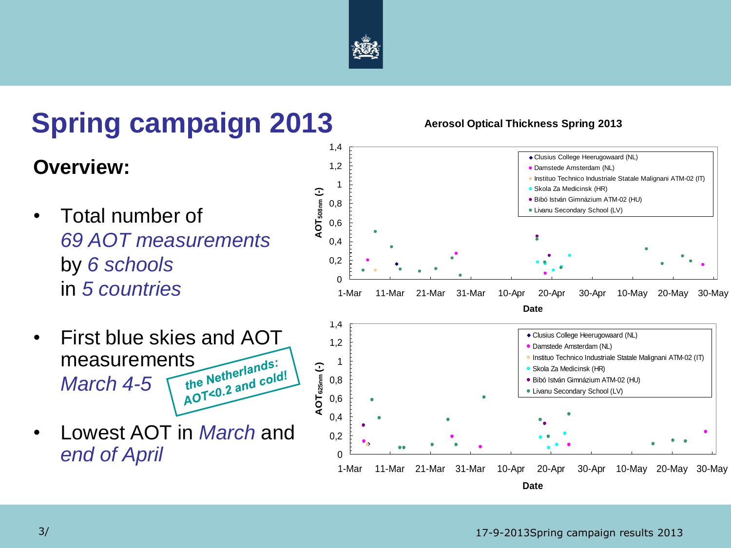# Spring campaign 2013

## Overview:

- Total number of *69 AOT measurements* by *6 schools* in *5 countries*
- First blue skies and AOT measurements *March 4-5*

  *the Netherlands: AOT<0.2 and cold!*

- Lowest AOT in *March* and *end of April*

**Aerosol Optical Thickness Spring 2013**

$AOT_{508nm}$ (-)

1,4
1,2
1
0,8
0,6
0,4
0,2
0

1-Mar 11-Mar 21-Mar 31-Mar 10-Apr 20-Apr 30-Apr 10-May 20-May 30-May

Date

- Clusius College Heerugowaard (NL)
- Damstede Amsterdam (NL)
- Instituo Technico Industriale Statale Malignani ATM-02 (IT)
- Skola Za Medicinsk (HR)
- Bibó István Gimnázium ATM-02 (HU)
- Livanu Secondary School (LV)

$AOT_{625nm}$ (-)

1,4
1,2
1
0,8
0,6
0,4
0,2
0

1-Mar 11-Mar 21-Mar 31-Mar 10-Apr 20-Apr 30-Apr 10-May 20-May 30-May

Date

- Clusius College Heerugowaard (NL)
- Damstede Amsterdam (NL)
- Instituo Technico Industriale Statale Malignani ATM-02 (IT)
- Skola Za Medicinsk (HR)
- Bibó István Gimnázium ATM-02 (HU)
- Livanu Secondary School (LV)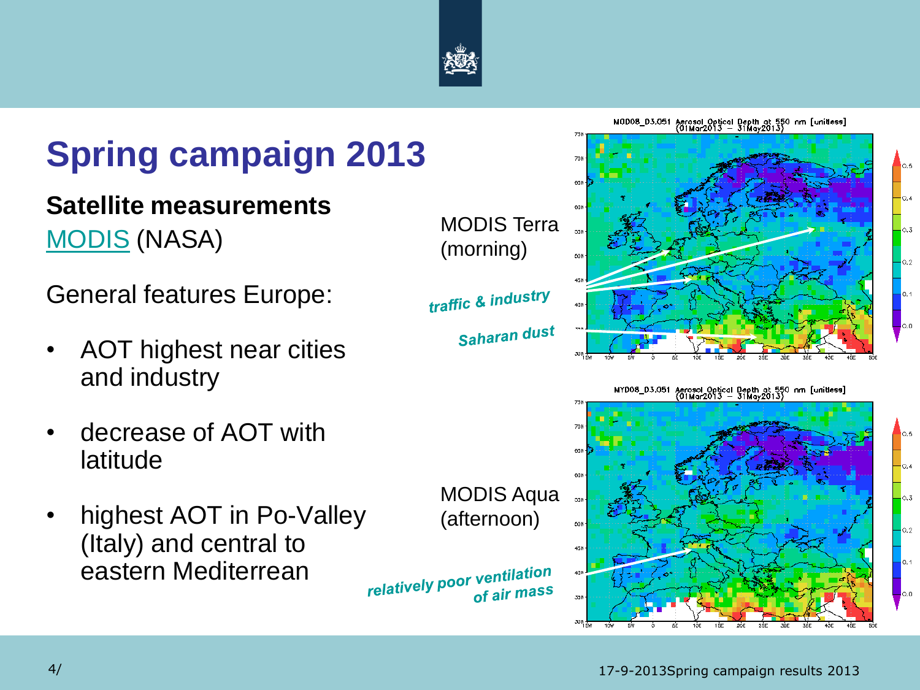# Spring campaign 2013

**Satellite measurements**

MODIS (NASA)

General features Europe:

- AOT highest near cities and industry
- decrease of AOT with latitude
- highest AOT in Po-Valley (Italy) and central to eastern Mediterrean

MODIS Terra (morning)

MOD08_D3.051 Aerosol Optical Depth at 550 nm [unitless] (01Mar2013 – 31May2013)

*traffic & industry*

*Saharan dust*

MODIS Aqua (afternoon)

MYD08_D3.051 Aerosol Optical Depth at 550 nm [unitless] (01Mar2013 – 31May2013)

*relatively poor ventilation of air mass*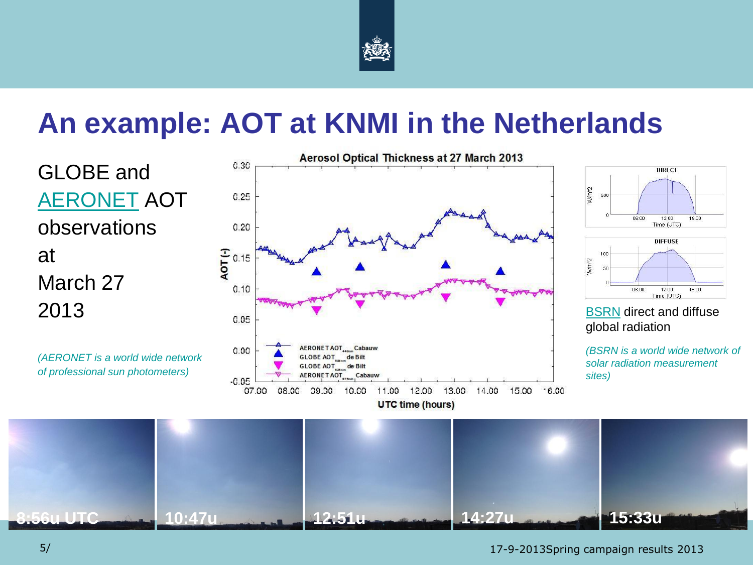# An example: AOT at KNMI in the Netherlands

GLOBE and AERONET AOT observations at March 27 2013

*(AERONET is a world wide network of professional sun photometers)*

BSRN direct and diffuse global radiation

*(BSRN is a world wide network of solar radiation measurement sites)*

17-9-2013Spring campaign results 2013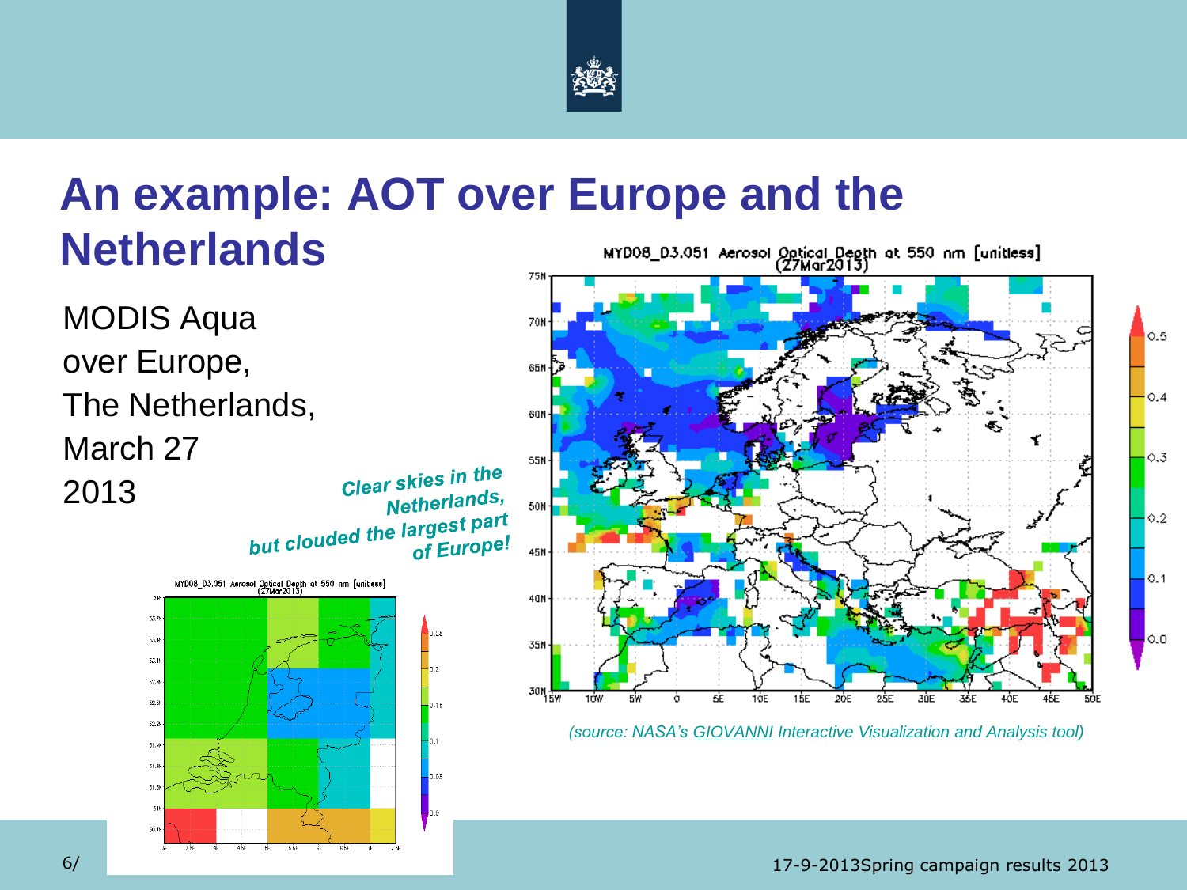# An example: AOT over Europe and the Netherlands

MODIS Aqua over Europe, The Netherlands, March 27 2013

*Clear skies in the Netherlands, but clouded the largest part of Europe!*

MYD08_D3.051 Aerosol Optical Depth at 550 nm [unitless] (27Mar2013)

MYD08_D3.051 Aerosol Optical Depth at 550 nm [unitless] (27Mar2013)

*(source: NASA's GIOVANNI Interactive Visualization and Analysis tool)*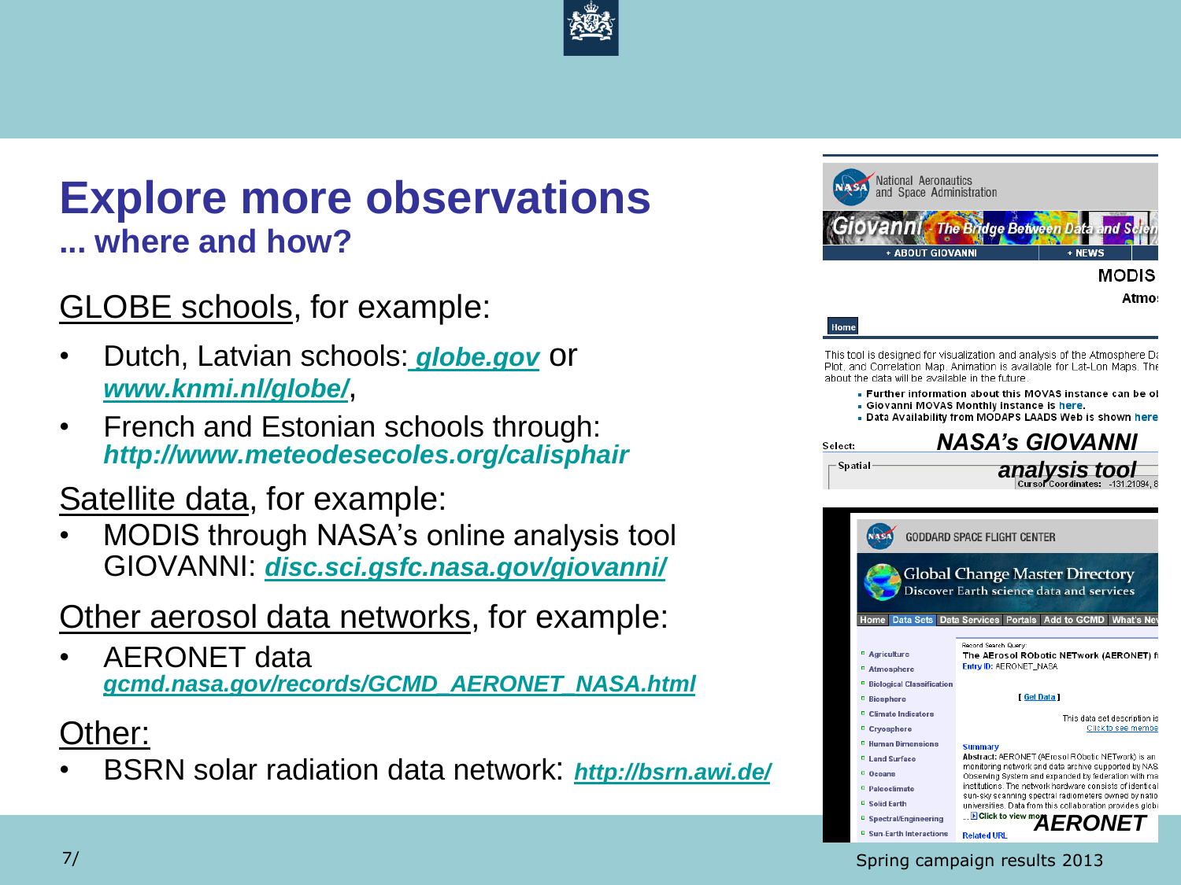# Explore more observations

## ... where and how?

GLOBE schools, for example:

- Dutch, Latvian schools: ***globe.gov*** or ***www.knmi.nl/globe/***,
- French and Estonian schools through: ***http://www.meteodesecoles.org/calisphair***

Satellite data, for example:

- MODIS through NASA's online analysis tool GIOVANNI: ***disc.sci.gsfc.nasa.gov/giovanni/***

Other aerosol data networks, for example:

- AERONET data ***gcmd.nasa.gov/records/GCMD_AERONET_NASA.html***

Other:

- BSRN solar radiation data network: ***http://bsrn.awi.de/***

***NASA's GIOVANNI analysis tool***

***AERONET***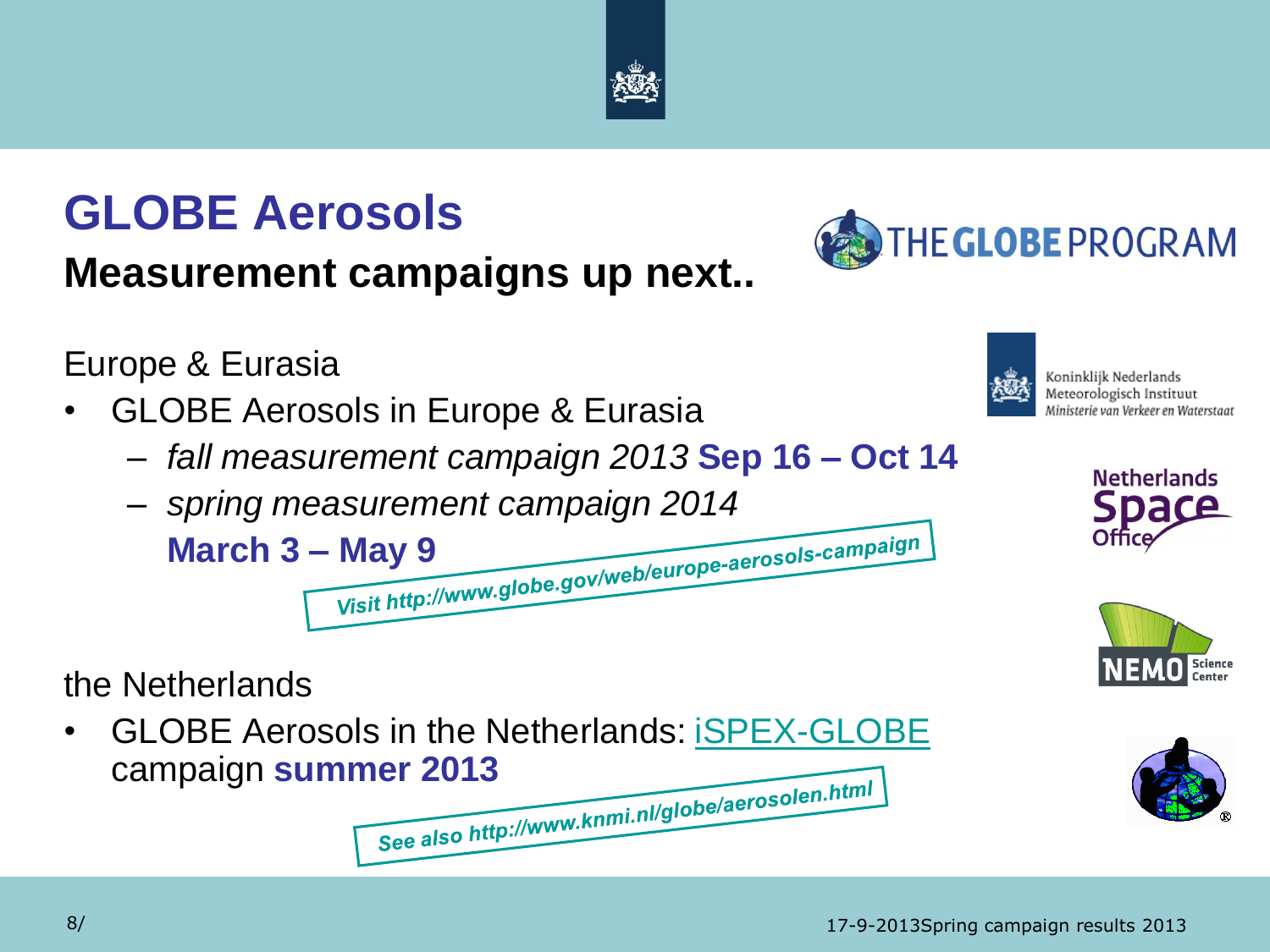# GLOBE Aerosols

## Measurement campaigns up next..

Europe & Eurasia

- GLOBE Aerosols in Europe & Eurasia
  - *fall measurement campaign 2013* **Sep 16 – Oct 14**
  - *spring measurement campaign 2014* **March 3 – May 9**

***Visit http://www.globe.gov/web/europe-aerosols-campaign***

the Netherlands

- GLOBE Aerosols in the Netherlands: iSPEX-GLOBE campaign **summer 2013**

***See also http://www.knmi.nl/globe/aerosolen.html***

THE GLOBE PROGRAM

Koninklijk Nederlands Meteorologisch Instituut
*Ministerie van Verkeer en Waterstaat*

Netherlands Space Office

NEMO Science Center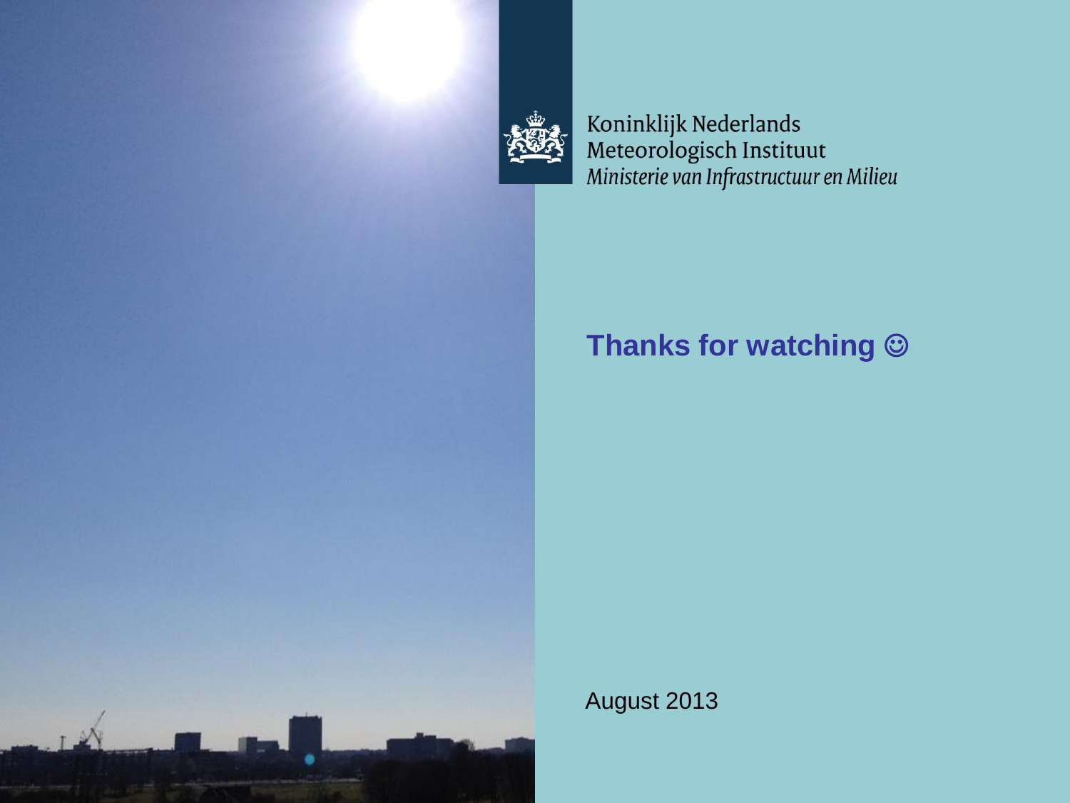Koninklijk Nederlands
Meteorologisch Instituut
*Ministerie van Infrastructuur en Milieu*

## Thanks for watching ☺

August 2013